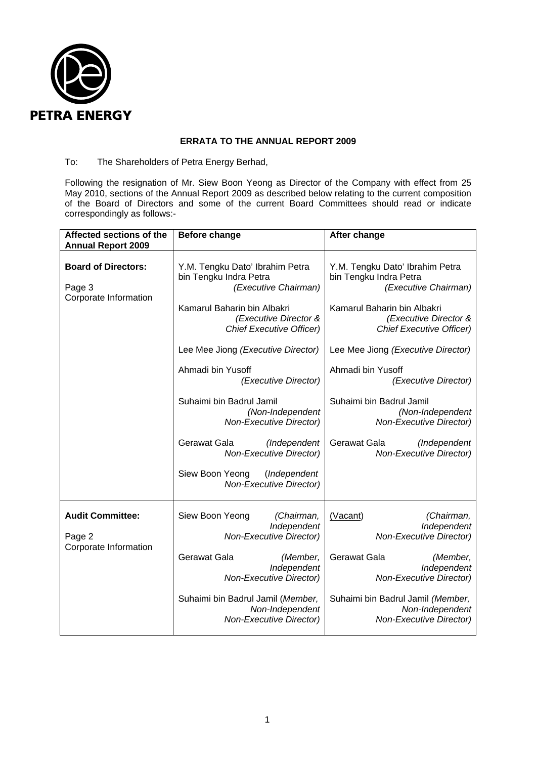PETRA ENERGY

**ERRATA TO THE ANNUAL REPORT 2009**

To: The Shareholders of Petra Energy Berhad,

Following the resignation of Mr. Siew Boon Yeong as Director of the Company with effect from 25 May 2010, sections of the Annual Report 2009 as described below relating to the current composition of the Board of Directors and some of the current Board Committees should read or indicate correspondingly as follows:-

| Affected sections of the Annual Report 2009 | Before change | After change |
|---|---|---|
| **Board of Directors:**<br><br>Page 3<br>Corporate Information | Y.M. Tengku Dato' Ibrahim Petra bin Tengku Indra Petra *(Executive Chairman)*<br><br>Kamarul Baharin bin Albakri *(Executive Director & Chief Executive Officer)*<br><br>Lee Mee Jiong *(Executive Director)*<br><br>Ahmadi bin Yusoff *(Executive Director)*<br><br>Suhaimi bin Badrul Jamil *(Non-Independent Non-Executive Director)*<br><br>Gerawat Gala *(Independent Non-Executive Director)*<br><br>Siew Boon Yeong (*Independent Non-Executive Director)* | Y.M. Tengku Dato' Ibrahim Petra bin Tengku Indra Petra *(Executive Chairman)*<br><br>Kamarul Baharin bin Albakri *(Executive Director & Chief Executive Officer)*<br><br>Lee Mee Jiong *(Executive Director)*<br><br>Ahmadi bin Yusoff *(Executive Director)*<br><br>Suhaimi bin Badrul Jamil *(Non-Independent Non-Executive Director)*<br><br>Gerawat Gala *(Independent Non-Executive Director)* |
| **Audit Committee:**<br><br>Page 2<br>Corporate Information | Siew Boon Yeong *(Chairman, Independent Non-Executive Director)*<br><br>Gerawat Gala *(Member, Independent Non-Executive Director)*<br><br>Suhaimi bin Badrul Jamil (*Member, Non-Independent Non-Executive Director)* | <u>(Vacant)</u> *(Chairman, Independent Non-Executive Director)*<br><br>Gerawat Gala *(Member, Independent Non-Executive Director)*<br><br>Suhaimi bin Badrul Jamil *(Member, Non-Independent Non-Executive Director)* |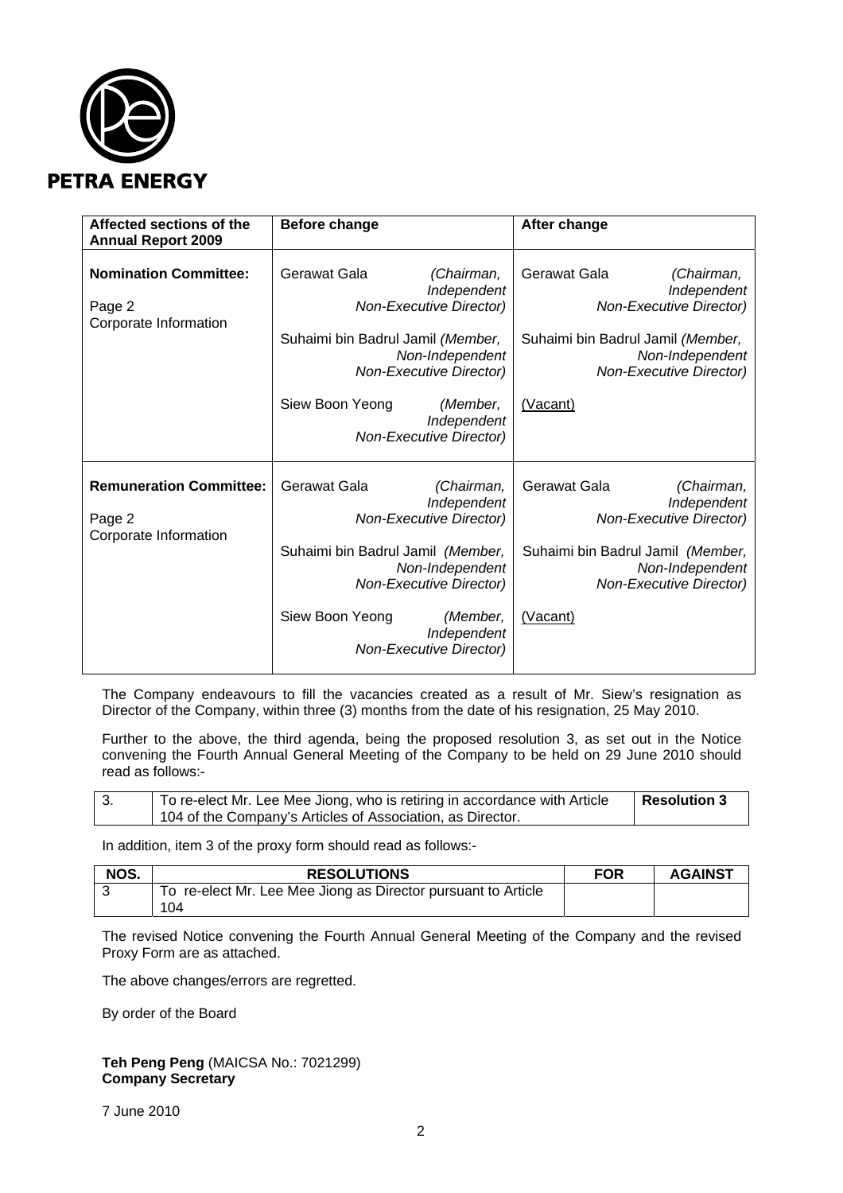**PETRA ENERGY**

| **Affected sections of the Annual Report 2009** | **Before change** | **After change** |
|---|---|---|
| **Nomination Committee:**<br><br>Page 2<br>Corporate Information | Gerawat Gala *(Chairman, Independent Non-Executive Director)*<br><br>Suhaimi bin Badrul Jamil *(Member, Non-Independent Non-Executive Director)*<br><br>Siew Boon Yeong *(Member, Independent Non-Executive Director)* | Gerawat Gala *(Chairman, Independent Non-Executive Director)*<br><br>Suhaimi bin Badrul Jamil *(Member, Non-Independent Non-Executive Director)*<br><br><u>(Vacant)</u> |
| **Remuneration Committee:**<br><br>Page 2<br>Corporate Information | Gerawat Gala *(Chairman, Independent Non-Executive Director)*<br><br>Suhaimi bin Badrul Jamil *(Member, Non-Independent Non-Executive Director)*<br><br>Siew Boon Yeong *(Member, Independent Non-Executive Director)* | Gerawat Gala *(Chairman, Independent Non-Executive Director)*<br><br>Suhaimi bin Badrul Jamil *(Member, Non-Independent Non-Executive Director)*<br><br><u>(Vacant)</u> |

The Company endeavours to fill the vacancies created as a result of Mr. Siew's resignation as Director of the Company, within three (3) months from the date of his resignation, 25 May 2010.

Further to the above, the third agenda, being the proposed resolution 3, as set out in the Notice convening the Fourth Annual General Meeting of the Company to be held on 29 June 2010 should read as follows:-

| 3. | To re-elect Mr. Lee Mee Jiong, who is retiring in accordance with Article 104 of the Company's Articles of Association, as Director. | **Resolution 3** |
|---|---|---|

In addition, item 3 of the proxy form should read as follows:-

| **NOS.** | **RESOLUTIONS** | **FOR** | **AGAINST** |
|---|---|---|---|
| 3 | To re-elect Mr. Lee Mee Jiong as Director pursuant to Article 104 | | |

The revised Notice convening the Fourth Annual General Meeting of the Company and the revised Proxy Form are as attached.

The above changes/errors are regretted.

By order of the Board

**Teh Peng Peng** (MAICSA No.: 7021299)
**Company Secretary**

7 June 2010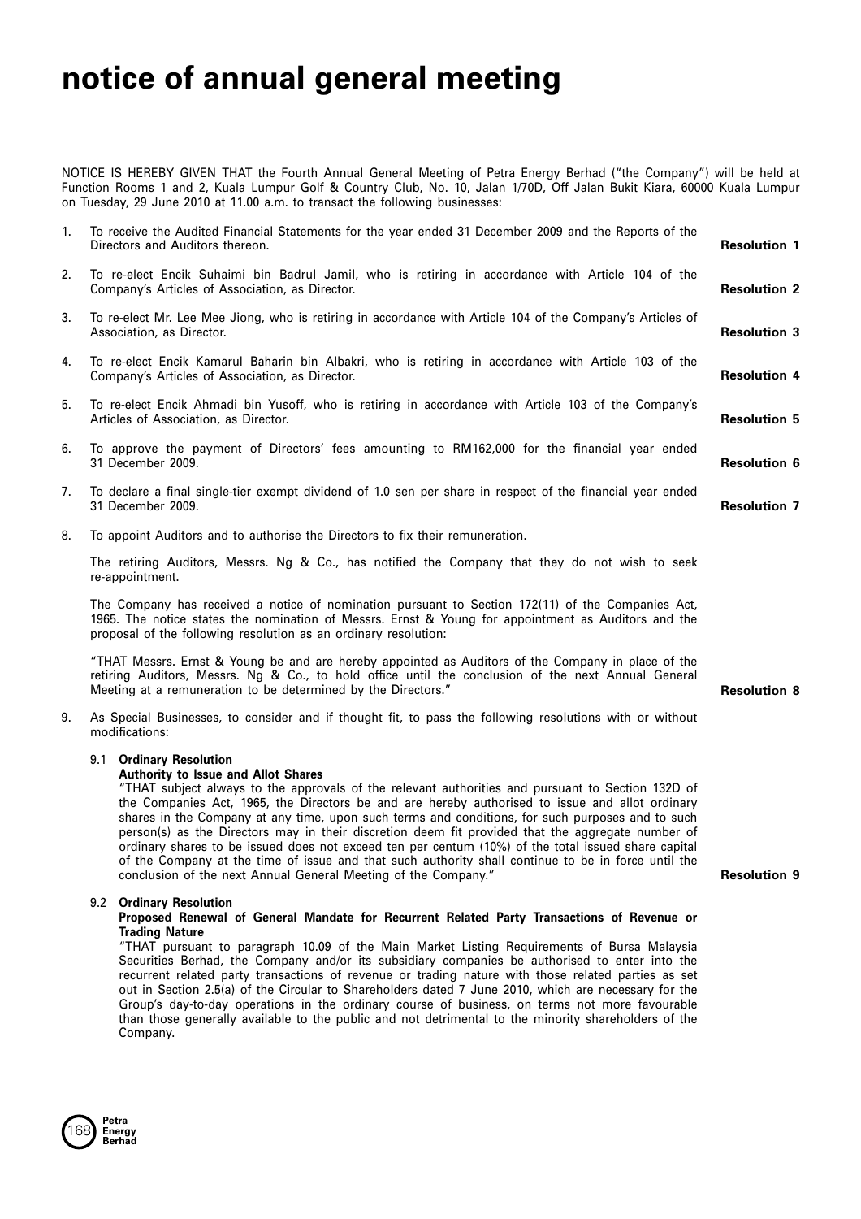# notice of annual general meeting

NOTICE IS HEREBY GIVEN THAT the Fourth Annual General Meeting of Petra Energy Berhad ("the Company") will be held at Function Rooms 1 and 2, Kuala Lumpur Golf & Country Club, No. 10, Jalan 1/70D, Off Jalan Bukit Kiara, 60000 Kuala Lumpur on Tuesday, 29 June 2010 at 11.00 a.m. to transact the following businesses:

1. To receive the Audited Financial Statements for the year ended 31 December 2009 and the Reports of the Directors and Auditors thereon. **Resolution 1**

2. To re-elect Encik Suhaimi bin Badrul Jamil, who is retiring in accordance with Article 104 of the Company's Articles of Association, as Director. **Resolution 2**

3. To re-elect Mr. Lee Mee Jiong, who is retiring in accordance with Article 104 of the Company's Articles of Association, as Director. **Resolution 3**

4. To re-elect Encik Kamarul Baharin bin Albakri, who is retiring in accordance with Article 103 of the Company's Articles of Association, as Director. **Resolution 4**

5. To re-elect Encik Ahmadi bin Yusoff, who is retiring in accordance with Article 103 of the Company's Articles of Association, as Director. **Resolution 5**

6. To approve the payment of Directors' fees amounting to RM162,000 for the financial year ended 31 December 2009. **Resolution 6**

7. To declare a final single-tier exempt dividend of 1.0 sen per share in respect of the financial year ended 31 December 2009. **Resolution 7**

8. To appoint Auditors and to authorise the Directors to fix their remuneration.

   The retiring Auditors, Messrs. Ng & Co., has notified the Company that they do not wish to seek re-appointment.

   The Company has received a notice of nomination pursuant to Section 172(11) of the Companies Act, 1965. The notice states the nomination of Messrs. Ernst & Young for appointment as Auditors and the proposal of the following resolution as an ordinary resolution:

   "THAT Messrs. Ernst & Young be and are hereby appointed as Auditors of the Company in place of the retiring Auditors, Messrs. Ng & Co., to hold office until the conclusion of the next Annual General Meeting at a remuneration to be determined by the Directors." **Resolution 8**

9. As Special Businesses, to consider and if thought fit, to pass the following resolutions with or without modifications:

   9.1 **Ordinary Resolution**
   **Authority to Issue and Allot Shares**
   "THAT subject always to the approvals of the relevant authorities and pursuant to Section 132D of the Companies Act, 1965, the Directors be and are hereby authorised to issue and allot ordinary shares in the Company at any time, upon such terms and conditions, for such purposes and to such person(s) as the Directors may in their discretion deem fit provided that the aggregate number of ordinary shares to be issued does not exceed ten per centum (10%) of the total issued share capital of the Company at the time of issue and that such authority shall continue to be in force until the conclusion of the next Annual General Meeting of the Company." **Resolution 9**

   9.2 **Ordinary Resolution**
   **Proposed Renewal of General Mandate for Recurrent Related Party Transactions of Revenue or Trading Nature**
   "THAT pursuant to paragraph 10.09 of the Main Market Listing Requirements of Bursa Malaysia Securities Berhad, the Company and/or its subsidiary companies be authorised to enter into the recurrent related party transactions of revenue or trading nature with those related parties as set out in Section 2.5(a) of the Circular to Shareholders dated 7 June 2010, which are necessary for the Group's day-to-day operations in the ordinary course of business, on terms not more favourable than those generally available to the public and not detrimental to the minority shareholders of the Company.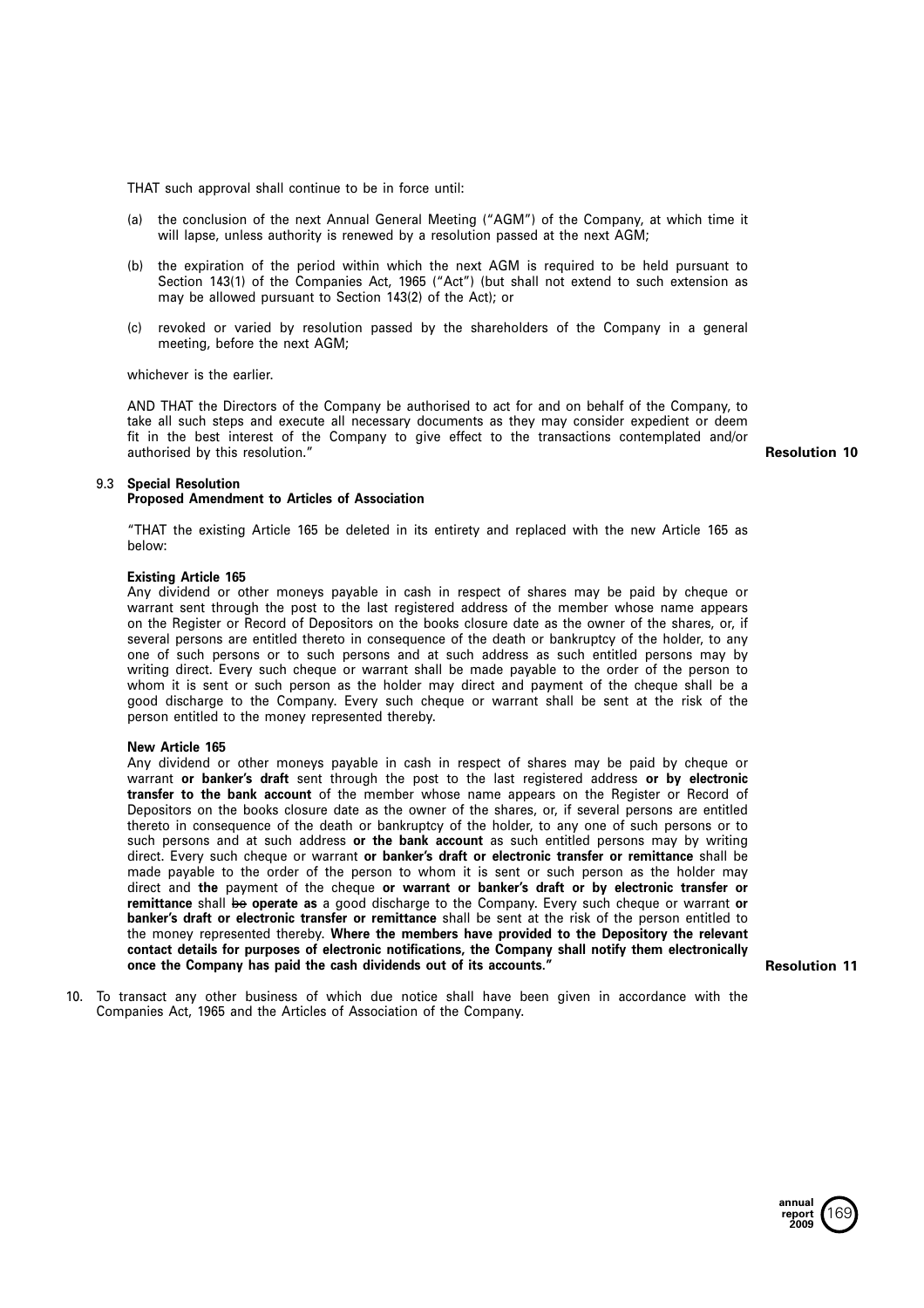THAT such approval shall continue to be in force until:

(a) the conclusion of the next Annual General Meeting ("AGM") of the Company, at which time it will lapse, unless authority is renewed by a resolution passed at the next AGM;

(b) the expiration of the period within which the next AGM is required to be held pursuant to Section 143(1) of the Companies Act, 1965 ("Act") (but shall not extend to such extension as may be allowed pursuant to Section 143(2) of the Act); or

(c) revoked or varied by resolution passed by the shareholders of the Company in a general meeting, before the next AGM;

whichever is the earlier.

AND THAT the Directors of the Company be authorised to act for and on behalf of the Company, to take all such steps and execute all necessary documents as they may consider expedient or deem fit in the best interest of the Company to give effect to the transactions contemplated and/or authorised by this resolution." **Resolution 10**

9.3 **Special Resolution**
**Proposed Amendment to Articles of Association**

"THAT the existing Article 165 be deleted in its entirety and replaced with the new Article 165 as below:

**Existing Article 165**

Any dividend or other moneys payable in cash in respect of shares may be paid by cheque or warrant sent through the post to the last registered address of the member whose name appears on the Register or Record of Depositors on the books closure date as the owner of the shares, or, if several persons are entitled thereto in consequence of the death or bankruptcy of the holder, to any one of such persons or to such persons and at such address as such entitled persons may by writing direct. Every such cheque or warrant shall be made payable to the order of the person to whom it is sent or such person as the holder may direct and payment of the cheque shall be a good discharge to the Company. Every such cheque or warrant shall be sent at the risk of the person entitled to the money represented thereby.

**New Article 165**

Any dividend or other moneys payable in cash in respect of shares may be paid by cheque or warrant **or banker's draft** sent through the post to the last registered address **or by electronic transfer to the bank account** of the member whose name appears on the Register or Record of Depositors on the books closure date as the owner of the shares, or, if several persons are entitled thereto in consequence of the death or bankruptcy of the holder, to any one of such persons or to such persons and at such address **or the bank account** as such entitled persons may by writing direct. Every such cheque or warrant **or banker's draft or electronic transfer or remittance** shall be made payable to the order of the person to whom it is sent or such person as the holder may direct and **the** payment of the cheque **or warrant or banker's draft or by electronic transfer or remittance** shall ~~be~~ **operate as** a good discharge to the Company. Every such cheque or warrant **or banker's draft or electronic transfer or remittance** shall be sent at the risk of the person entitled to the money represented thereby. **Where the members have provided to the Depository the relevant contact details for purposes of electronic notifications, the Company shall notify them electronically once the Company has paid the cash dividends out of its accounts."** **Resolution 11**

10. To transact any other business of which due notice shall have been given in accordance with the Companies Act, 1965 and the Articles of Association of the Company.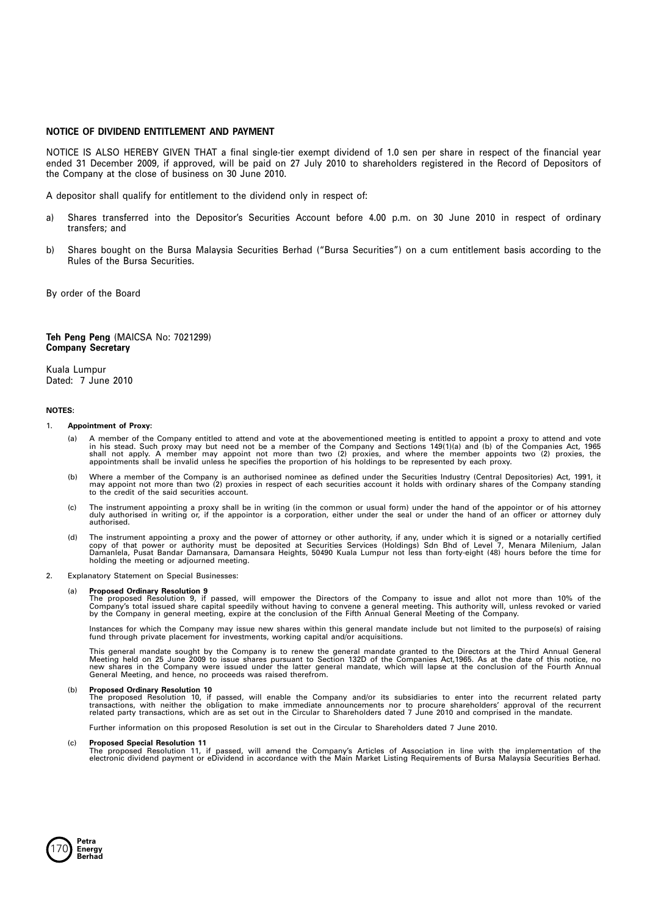**NOTICE OF DIVIDEND ENTITLEMENT AND PAYMENT**

NOTICE IS ALSO HEREBY GIVEN THAT a final single-tier exempt dividend of 1.0 sen per share in respect of the financial year ended 31 December 2009, if approved, will be paid on 27 July 2010 to shareholders registered in the Record of Depositors of the Company at the close of business on 30 June 2010.

A depositor shall qualify for entitlement to the dividend only in respect of:

a) Shares transferred into the Depositor's Securities Account before 4.00 p.m. on 30 June 2010 in respect of ordinary transfers; and

b) Shares bought on the Bursa Malaysia Securities Berhad ("Bursa Securities") on a cum entitlement basis according to the Rules of the Bursa Securities.

By order of the Board

**Teh Peng Peng** (MAICSA No: 7021299)
**Company Secretary**

Kuala Lumpur
Dated: 7 June 2010

**NOTES:**

1. **Appointment of Proxy:**

   (a) A member of the Company entitled to attend and vote at the abovementioned meeting is entitled to appoint a proxy to attend and vote in his stead. Such proxy may but need not be a member of the Company and Sections 149(1)(a) and (b) of the Companies Act, 1965 shall not apply. A member may appoint not more than two (2) proxies, and where the member appoints two (2) proxies, the appointments shall be invalid unless he specifies the proportion of his holdings to be represented by each proxy.

   (b) Where a member of the Company is an authorised nominee as defined under the Securities Industry (Central Depositories) Act, 1991, it may appoint not more than two (2) proxies in respect of each securities account it holds with ordinary shares of the Company standing to the credit of the said securities account.

   (c) The instrument appointing a proxy shall be in writing (in the common or usual form) under the hand of the appointor or of his attorney duly authorised in writing or, if the appointor is a corporation, either under the seal or under the hand of an officer or attorney duly authorised.

   (d) The instrument appointing a proxy and the power of attorney or other authority, if any, under which it is signed or a notarially certified copy of that power or authority must be deposited at Securities Services (Holdings) Sdn Bhd of Level 7, Menara Milenium, Jalan Damanlela, Pusat Bandar Damansara, Damansara Heights, 50490 Kuala Lumpur not less than forty-eight (48) hours before the time for holding the meeting or adjourned meeting.

2. Explanatory Statement on Special Businesses:

   (a) **Proposed Ordinary Resolution 9**
   The proposed Resolution 9, if passed, will empower the Directors of the Company to issue and allot not more than 10% of the Company's total issued share capital speedily without having to convene a general meeting. This authority will, unless revoked or varied by the Company in general meeting, expire at the conclusion of the Fifth Annual General Meeting of the Company.

   Instances for which the Company may issue new shares within this general mandate include but not limited to the purpose(s) of raising fund through private placement for investments, working capital and/or acquisitions.

   This general mandate sought by the Company is to renew the general mandate granted to the Directors at the Third Annual General Meeting held on 25 June 2009 to issue shares pursuant to Section 132D of the Companies Act,1965. As at the date of this notice, no new shares in the Company were issued under the latter general mandate, which will lapse at the conclusion of the Fourth Annual General Meeting, and hence, no proceeds was raised therefrom.

   (b) **Proposed Ordinary Resolution 10**
   The proposed Resolution 10, if passed, will enable the Company and/or its subsidiaries to enter into the recurrent related party transactions, with neither the obligation to make immediate announcements nor to procure shareholders' approval of the recurrent related party transactions, which are as set out in the Circular to Shareholders dated 7 June 2010 and comprised in the mandate.

   Further information on this proposed Resolution is set out in the Circular to Shareholders dated 7 June 2010.

   (c) **Proposed Special Resolution 11**
   The proposed Resolution 11, if passed, will amend the Company's Articles of Association in line with the implementation of the electronic dividend payment or eDividend in accordance with the Main Market Listing Requirements of Bursa Malaysia Securities Berhad.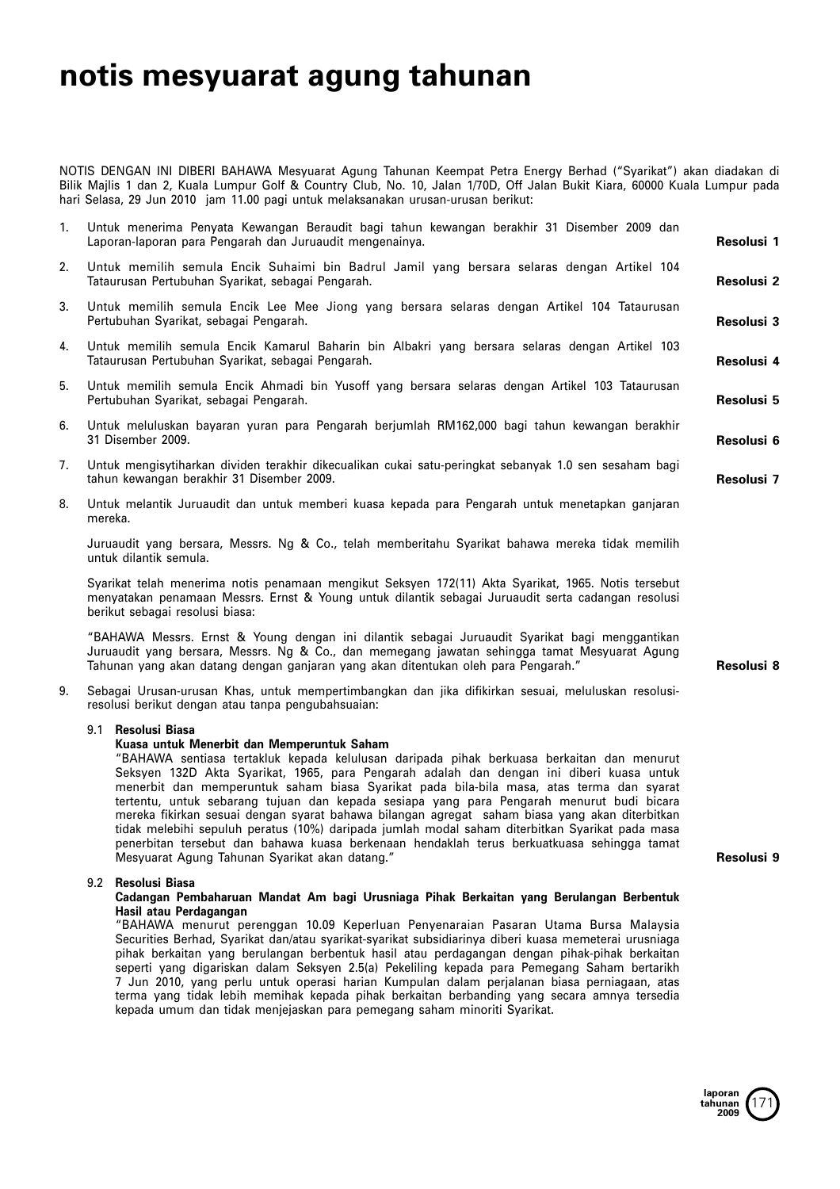# notis mesyuarat agung tahunan

NOTIS DENGAN INI DIBERI BAHAWA Mesyuarat Agung Tahunan Keempat Petra Energy Berhad ("Syarikat") akan diadakan di Bilik Majlis 1 dan 2, Kuala Lumpur Golf & Country Club, No. 10, Jalan 1/70D, Off Jalan Bukit Kiara, 60000 Kuala Lumpur pada hari Selasa, 29 Jun 2010 jam 11.00 pagi untuk melaksanakan urusan-urusan berikut:

1. Untuk menerima Penyata Kewangan Beraudit bagi tahun kewangan berakhir 31 Disember 2009 dan Laporan-laporan para Pengarah dan Juruaudit mengenainya. **Resolusi 1**

2. Untuk memilih semula Encik Suhaimi bin Badrul Jamil yang bersara selaras dengan Artikel 104 Tataurusan Pertubuhan Syarikat, sebagai Pengarah. **Resolusi 2**

3. Untuk memilih semula Encik Lee Mee Jiong yang bersara selaras dengan Artikel 104 Tataurusan Pertubuhan Syarikat, sebagai Pengarah. **Resolusi 3**

4. Untuk memilih semula Encik Kamarul Baharin bin Albakri yang bersara selaras dengan Artikel 103 Tataurusan Pertubuhan Syarikat, sebagai Pengarah. **Resolusi 4**

5. Untuk memilih semula Encik Ahmadi bin Yusoff yang bersara selaras dengan Artikel 103 Tataurusan Pertubuhan Syarikat, sebagai Pengarah. **Resolusi 5**

6. Untuk meluluskan bayaran yuran para Pengarah berjumlah RM162,000 bagi tahun kewangan berakhir 31 Disember 2009. **Resolusi 6**

7. Untuk mengisytiharkan dividen terakhir dikecualikan cukai satu-peringkat sebanyak 1.0 sen sesaham bagi tahun kewangan berakhir 31 Disember 2009. **Resolusi 7**

8. Untuk melantik Juruaudit dan untuk memberi kuasa kepada para Pengarah untuk menetapkan ganjaran mereka.

   Juruaudit yang bersara, Messrs. Ng & Co., telah memberitahu Syarikat bahawa mereka tidak memilih untuk dilantik semula.

   Syarikat telah menerima notis penamaan mengikut Seksyen 172(11) Akta Syarikat, 1965. Notis tersebut menyatakan penamaan Messrs. Ernst & Young untuk dilantik sebagai Juruaudit serta cadangan resolusi berikut sebagai resolusi biasa:

   "BAHAWA Messrs. Ernst & Young dengan ini dilantik sebagai Juruaudit Syarikat bagi menggantikan Juruaudit yang bersara, Messrs. Ng & Co., dan memegang jawatan sehingga tamat Mesyuarat Agung Tahunan yang akan datang dengan ganjaran yang akan ditentukan oleh para Pengarah." **Resolusi 8**

9. Sebagai Urusan-urusan Khas, untuk mempertimbangkan dan jika difikirkan sesuai, meluluskan resolusi-resolusi berikut dengan atau tanpa pengubahsuaian:

   9.1 **Resolusi Biasa**
   **Kuasa untuk Menerbit dan Memperuntuk Saham**
   "BAHAWA sentiasa tertakluk kepada kelulusan daripada pihak berkuasa berkaitan dan menurut Seksyen 132D Akta Syarikat, 1965, para Pengarah adalah dan dengan ini diberi kuasa untuk menerbit dan memperuntuk saham biasa Syarikat pada bila-bila masa, atas terma dan syarat tertentu, untuk sebarang tujuan dan kepada sesiapa yang para Pengarah menurut budi bicara mereka fikirkan sesuai dengan syarat bahawa bilangan agregat saham biasa yang akan diterbitkan tidak melebihi sepuluh peratus (10%) daripada jumlah modal saham diterbitkan Syarikat pada masa penerbitan tersebut dan bahawa kuasa berkenaan hendaklah terus berkuatkuasa sehingga tamat Mesyuarat Agung Tahunan Syarikat akan datang." **Resolusi 9**

   9.2 **Resolusi Biasa**
   **Cadangan Pembaharuan Mandat Am bagi Urusniaga Pihak Berkaitan yang Berulangan Berbentuk Hasil atau Perdagangan**
   "BAHAWA menurut perenggan 10.09 Keperluan Penyenaraian Pasaran Utama Bursa Malaysia Securities Berhad, Syarikat dan/atau syarikat-syarikat subsidiarinya diberi kuasa memeterai urusniaga pihak berkaitan yang berulangan berbentuk hasil atau perdagangan dengan pihak-pihak berkaitan seperti yang digariskan dalam Seksyen 2.5(a) Pekeliling kepada para Pemegang Saham bertarikh 7 Jun 2010, yang perlu untuk operasi harian Kumpulan dalam perjalanan biasa perniagaan, atas terma yang tidak lebih memihak kepada pihak berkaitan berbanding yang secara amnya tersedia kepada umum dan tidak menjejaskan para pemegang saham minoriti Syarikat.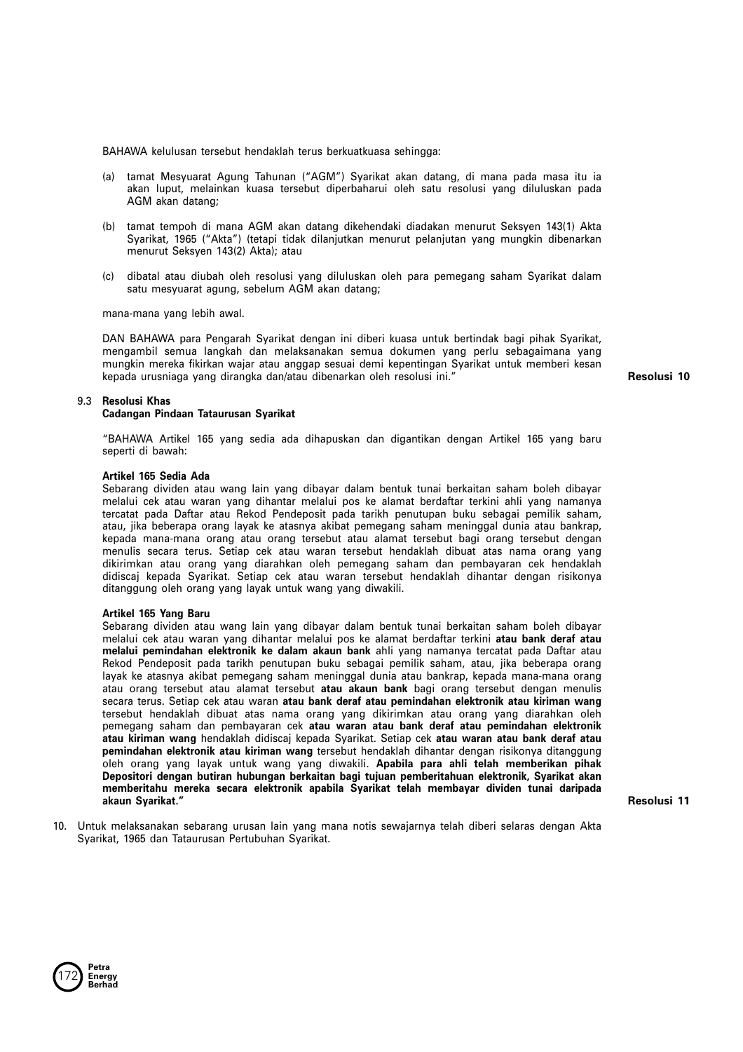BAHAWA kelulusan tersebut hendaklah terus berkuatkuasa sehingga:

(a) tamat Mesyuarat Agung Tahunan ("AGM") Syarikat akan datang, di mana pada masa itu ia akan luput, melainkan kuasa tersebut diperbaharui oleh satu resolusi yang diluluskan pada AGM akan datang;

(b) tamat tempoh di mana AGM akan datang dikehendaki diadakan menurut Seksyen 143(1) Akta Syarikat, 1965 ("Akta") (tetapi tidak dilanjutkan menurut pelanjutan yang mungkin dibenarkan menurut Seksyen 143(2) Akta); atau

(c) dibatal atau diubah oleh resolusi yang diluluskan oleh para pemegang saham Syarikat dalam satu mesyuarat agung, sebelum AGM akan datang;

mana-mana yang lebih awal.

DAN BAHAWA para Pengarah Syarikat dengan ini diberi kuasa untuk bertindak bagi pihak Syarikat, mengambil semua langkah dan melaksanakan semua dokumen yang perlu sebagaimana yang mungkin mereka fikirkan wajar atau anggap sesuai demi kepentingan Syarikat untuk memberi kesan kepada urusniaga yang dirangka dan/atau dibenarkan oleh resolusi ini." **Resolusi 10**

9.3 **Resolusi Khas**
**Cadangan Pindaan Tataurusan Syarikat**

"BAHAWA Artikel 165 yang sedia ada dihapuskan dan digantikan dengan Artikel 165 yang baru seperti di bawah:

**Artikel 165 Sedia Ada**
Sebarang dividen atau wang lain yang dibayar dalam bentuk tunai berkaitan saham boleh dibayar melalui cek atau waran yang dihantar melalui pos ke alamat berdaftar terkini ahli yang namanya tercatat pada Daftar atau Rekod Pendeposit pada tarikh penutupan buku sebagai pemilik saham, atau, jika beberapa orang layak ke atasnya akibat pemegang saham meninggal dunia atau bankrap, kepada mana-mana orang atau orang tersebut atau alamat tersebut bagi orang tersebut dengan menulis secara terus. Setiap cek atau waran tersebut hendaklah dibuat atas nama orang yang dikirimkan atau orang yang diarahkan oleh pemegang saham dan pembayaran cek hendaklah didiscaj kepada Syarikat. Setiap cek atau waran tersebut hendaklah dihantar dengan risikonya ditanggung oleh orang yang layak untuk wang yang diwakili.

**Artikel 165 Yang Baru**
Sebarang dividen atau wang lain yang dibayar dalam bentuk tunai berkaitan saham boleh dibayar melalui cek atau waran yang dihantar melalui pos ke alamat berdaftar terkini **atau bank deraf atau melalui pemindahan elektronik ke dalam akaun bank** ahli yang namanya tercatat pada Daftar atau Rekod Pendeposit pada tarikh penutupan buku sebagai pemilik saham, atau, jika beberapa orang layak ke atasnya akibat pemegang saham meninggal dunia atau bankrap, kepada mana-mana orang atau orang tersebut atau alamat tersebut **atau akaun bank** bagi orang tersebut dengan menulis secara terus. Setiap cek atau waran **atau bank deraf atau pemindahan elektronik atau kiriman wang** tersebut hendaklah dibuat atas nama orang yang dikirimkan atau orang yang diarahkan oleh pemegang saham dan pembayaran cek **atau waran atau bank deraf atau pemindahan elektronik atau kiriman wang** hendaklah didiscaj kepada Syarikat. Setiap cek **atau waran atau bank deraf atau pemindahan elektronik atau kiriman wang** tersebut hendaklah dihantar dengan risikonya ditanggung oleh orang yang layak untuk wang yang diwakili. **Apabila para ahli telah memberikan pihak Depositori dengan butiran hubungan berkaitan bagi tujuan pemberitahuan elektronik, Syarikat akan memberitahu mereka secara elektronik apabila Syarikat telah membayar dividen tunai daripada akaun Syarikat."** **Resolusi 11**

10. Untuk melaksanakan sebarang urusan lain yang mana notis sewajarnya telah diberi selaras dengan Akta Syarikat, 1965 dan Tataurusan Pertubuhan Syarikat.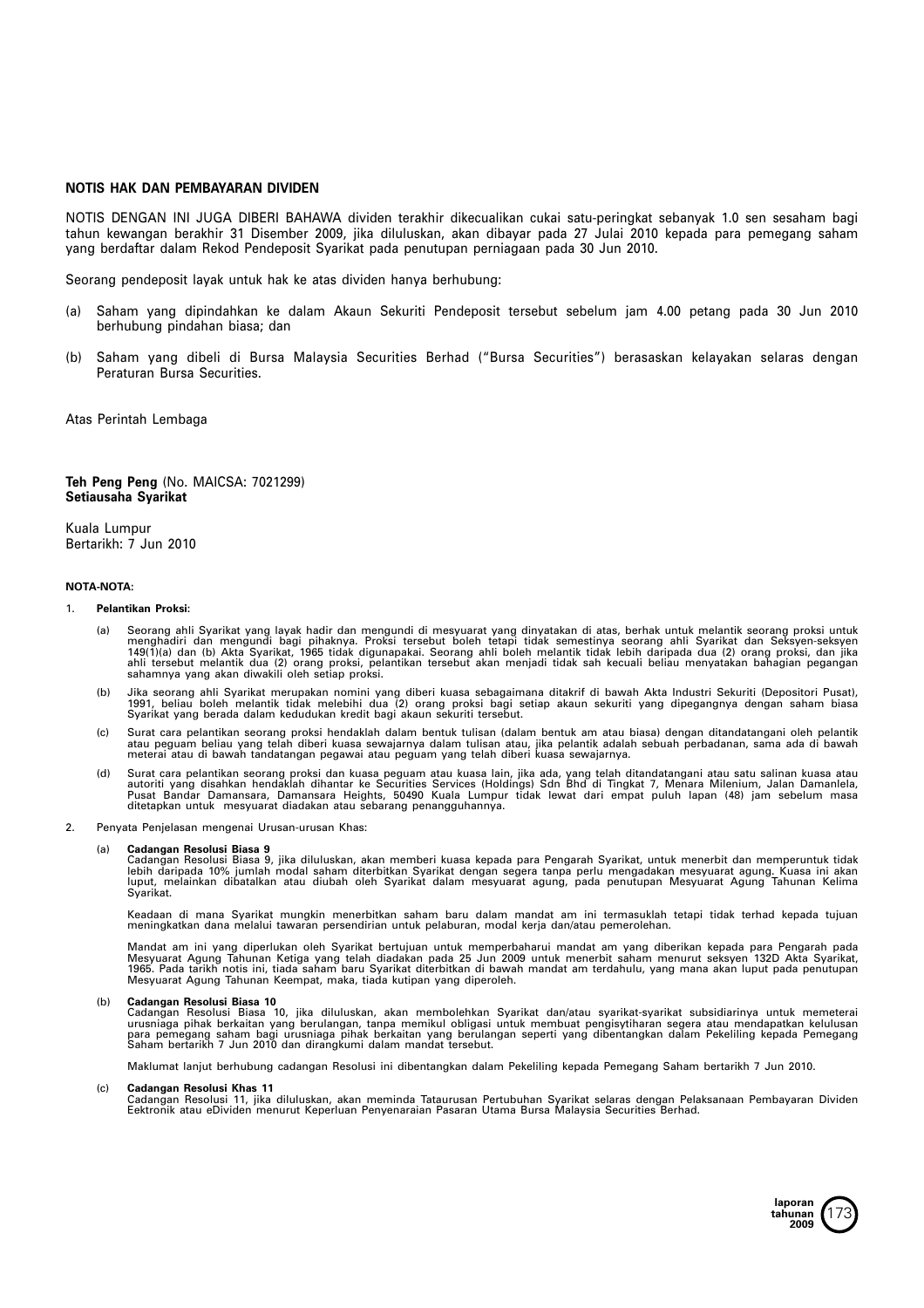**NOTIS HAK DAN PEMBAYARAN DIVIDEN**

NOTIS DENGAN INI JUGA DIBERI BAHAWA dividen terakhir dikecualikan cukai satu-peringkat sebanyak 1.0 sen sesaham bagi tahun kewangan berakhir 31 Disember 2009, jika diluluskan, akan dibayar pada 27 Julai 2010 kepada para pemegang saham yang berdaftar dalam Rekod Pendeposit Syarikat pada penutupan perniagaan pada 30 Jun 2010.

Seorang pendeposit layak untuk hak ke atas dividen hanya berhubung:

(a) Saham yang dipindahkan ke dalam Akaun Sekuriti Pendeposit tersebut sebelum jam 4.00 petang pada 30 Jun 2010 berhubung pindahan biasa; dan

(b) Saham yang dibeli di Bursa Malaysia Securities Berhad ("Bursa Securities") berasaskan kelayakan selaras dengan Peraturan Bursa Securities.

Atas Perintah Lembaga

**Teh Peng Peng** (No. MAICSA: 7021299)
**Setiausaha Syarikat**

Kuala Lumpur
Bertarikh: 7 Jun 2010

**NOTA-NOTA:**

1. **Pelantikan Proksi:**

   (a) Seorang ahli Syarikat yang layak hadir dan mengundi di mesyuarat yang dinyatakan di atas, berhak untuk melantik seorang proksi untuk menghadiri dan mengundi bagi pihaknya. Proksi tersebut boleh tetapi tidak semestinya seorang ahli Syarikat dan Seksyen-seksyen 149(1)(a) dan (b) Akta Syarikat, 1965 tidak digunapakai. Seorang ahli boleh melantik tidak lebih daripada dua (2) orang proksi, dan jika ahli tersebut melantik dua (2) orang proksi, pelantikan tersebut akan menjadi tidak sah kecuali beliau menyatakan bahagian pegangan sahamnya yang akan diwakili oleh setiap proksi.

   (b) Jika seorang ahli Syarikat merupakan nomini yang diberi kuasa sebagaimana ditakrif di bawah Akta Industri Sekuriti (Depositori Pusat), 1991, beliau boleh melantik tidak melebihi dua (2) orang proksi bagi setiap akaun sekuriti yang dipegangnya dengan saham biasa Syarikat yang berada dalam kedudukan kredit bagi akaun sekuriti tersebut.

   (c) Surat cara pelantikan seorang proksi hendaklah dalam bentuk tulisan (dalam bentuk am atau biasa) dengan ditandatangani oleh pelantik atau peguam beliau yang telah diberi kuasa sewajarnya dalam tulisan atau, jika pelantik adalah sebuah perbadanan, sama ada di bawah meterai atau di bawah tandatangan pegawai atau peguam yang telah diberi kuasa sewajarnya.

   (d) Surat cara pelantikan seorang proksi dan kuasa peguam atau kuasa lain, jika ada, yang telah ditandatangani atau satu salinan kuasa atau autoriti yang disahkan hendaklah dihantar ke Securities Services (Holdings) Sdn Bhd di Tingkat 7, Menara Milenium, Jalan Damanlela, Pusat Bandar Damansara, Damansara Heights, 50490 Kuala Lumpur tidak lewat dari empat puluh lapan (48) jam sebelum masa ditetapkan untuk mesyuarat diadakan atau sebarang penangguhannya.

2. Penyata Penjelasan mengenai Urusan-urusan Khas:

   (a) **Cadangan Resolusi Biasa 9**
   Cadangan Resolusi Biasa 9, jika diluluskan, akan memberi kuasa kepada para Pengarah Syarikat, untuk menerbit dan memperuntuk tidak lebih daripada 10% jumlah modal saham diterbitkan Syarikat dengan segera tanpa perlu mengadakan mesyuarat agung. Kuasa ini akan luput, melainkan dibatalkan atau diubah oleh Syarikat dalam mesyuarat agung, pada penutupan Mesyuarat Agung Tahunan Kelima Syarikat.

   Keadaan di mana Syarikat mungkin menerbitkan saham baru dalam mandat am ini termasuklah tetapi tidak terhad kepada tujuan meningkatkan dana melalui tawaran persendirian untuk pelaburan, modal kerja dan/atau pemerolehan.

   Mandat am ini yang diperlukan oleh Syarikat bertujuan untuk memperbaharui mandat am yang diberikan kepada para Pengarah pada Mesyuarat Agung Tahunan Ketiga yang telah diadakan pada 25 Jun 2009 untuk menerbit saham menurut seksyen 132D Akta Syarikat, 1965. Pada tarikh notis ini, tiada saham baru Syarikat diterbitkan di bawah mandat am terdahulu, yang mana akan luput pada penutupan Mesyuarat Agung Tahunan Keempat, maka, tiada kutipan yang diperoleh.

   (b) **Cadangan Resolusi Biasa 10**
   Cadangan Resolusi Biasa 10, jika diluluskan, akan membolehkan Syarikat dan/atau syarikat-syarikat subsidiarinya untuk memeterai urusniaga pihak berkaitan yang berulangan, tanpa memikul obligasi untuk membuat pengisytiharan segera atau mendapatkan kelulusan para pemegang saham bagi urusniaga pihak berkaitan yang berulangan seperti yang dibentangkan dalam Pekeliling kepada Pemegang Saham bertarikh 7 Jun 2010 dan dirangkumi dalam mandat tersebut.

   Maklumat lanjut berhubung cadangan Resolusi ini dibentangkan dalam Pekeliling kepada Pemegang Saham bertarikh 7 Jun 2010.

   (c) **Cadangan Resolusi Khas 11**
   Cadangan Resolusi 11, jika diluluskan, akan meminda Tataurusan Pertubuhan Syarikat selaras dengan Pelaksanaan Pembayaran Dividen Eektronik atau eDividen menurut Keperluan Penyenaraian Pasaran Utama Bursa Malaysia Securities Berhad.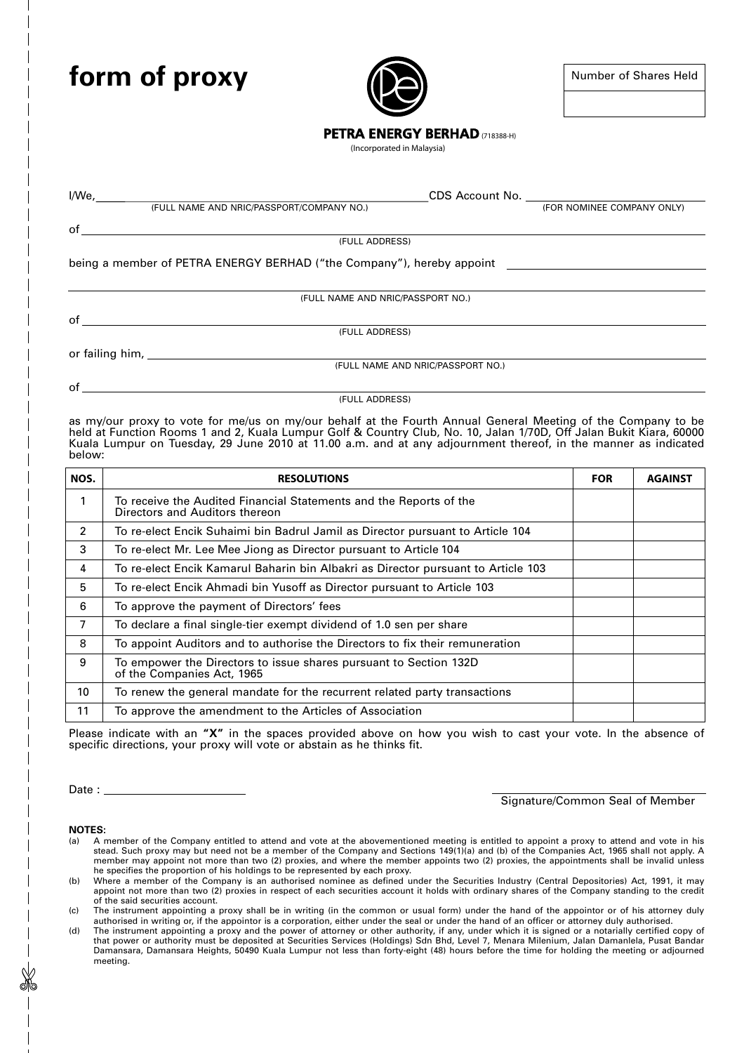# form of proxy

| Number of Shares Held |
|---|
| |

**PETRA ENERGY BERHAD** (718388-H)
(Incorporated in Malaysia)

I/We, ______________________________________________ CDS Account No. ______________________
(FULL NAME AND NRIC/PASSPORT/COMPANY NO.) (FOR NOMINEE COMPANY ONLY)

of ______________________________________________________________________________
(FULL ADDRESS)

being a member of PETRA ENERGY BERHAD ("the Company"), hereby appoint ______________________

______________________________________________________________________________
(FULL NAME AND NRIC/PASSPORT NO.)

of ______________________________________________________________________________
(FULL ADDRESS)

or failing him, ______________________________________________________________________
(FULL NAME AND NRIC/PASSPORT NO.)

of ______________________________________________________________________________
(FULL ADDRESS)

as my/our proxy to vote for me/us on my/our behalf at the Fourth Annual General Meeting of the Company to be held at Function Rooms 1 and 2, Kuala Lumpur Golf & Country Club, No. 10, Jalan 1/70D, Off Jalan Bukit Kiara, 60000 Kuala Lumpur on Tuesday, 29 June 2010 at 11.00 a.m. and at any adjournment thereof, in the manner as indicated below:

| NOS. | RESOLUTIONS | FOR | AGAINST |
|---|---|---|---|
| 1 | To receive the Audited Financial Statements and the Reports of the Directors and Auditors thereon | | |
| 2 | To re-elect Encik Suhaimi bin Badrul Jamil as Director pursuant to Article 104 | | |
| 3 | To re-elect Mr. Lee Mee Jiong as Director pursuant to Article 104 | | |
| 4 | To re-elect Encik Kamarul Baharin bin Albakri as Director pursuant to Article 103 | | |
| 5 | To re-elect Encik Ahmadi bin Yusoff as Director pursuant to Article 103 | | |
| 6 | To approve the payment of Directors' fees | | |
| 7 | To declare a final single-tier exempt dividend of 1.0 sen per share | | |
| 8 | To appoint Auditors and to authorise the Directors to fix their remuneration | | |
| 9 | To empower the Directors to issue shares pursuant to Section 132D of the Companies Act, 1965 | | |
| 10 | To renew the general mandate for the recurrent related party transactions | | |
| 11 | To approve the amendment to the Articles of Association | | |

Please indicate with an **"X"** in the spaces provided above on how you wish to cast your vote. In the absence of specific directions, your proxy will vote or abstain as he thinks fit.

Date : ______________________

______________________________
Signature/Common Seal of Member

**NOTES:**

(a) A member of the Company entitled to attend and vote at the abovementioned meeting is entitled to appoint a proxy to attend and vote in his stead. Such proxy may but need not be a member of the Company and Sections 149(1)(a) and (b) of the Companies Act, 1965 shall not apply. A member may appoint not more than two (2) proxies, and where the member appoints two (2) proxies, the appointments shall be invalid unless he specifies the proportion of his holdings to be represented by each proxy.

(b) Where a member of the Company is an authorised nominee as defined under the Securities Industry (Central Depositories) Act, 1991, it may appoint not more than two (2) proxies in respect of each securities account it holds with ordinary shares of the Company standing to the credit of the said securities account.

(c) The instrument appointing a proxy shall be in writing (in the common or usual form) under the hand of the appointor or of his attorney duly authorised in writing or, if the appointor is a corporation, either under the seal or under the hand of an officer or attorney duly authorised.

(d) The instrument appointing a proxy and the power of attorney or other authority, if any, under which it is signed or a notarially certified copy of that power or authority must be deposited at Securities Services (Holdings) Sdn Bhd, Level 7, Menara Milenium, Jalan Damanlela, Pusat Bandar Damansara, Damansara Heights, 50490 Kuala Lumpur not less than forty-eight (48) hours before the time for holding the meeting or adjourned meeting.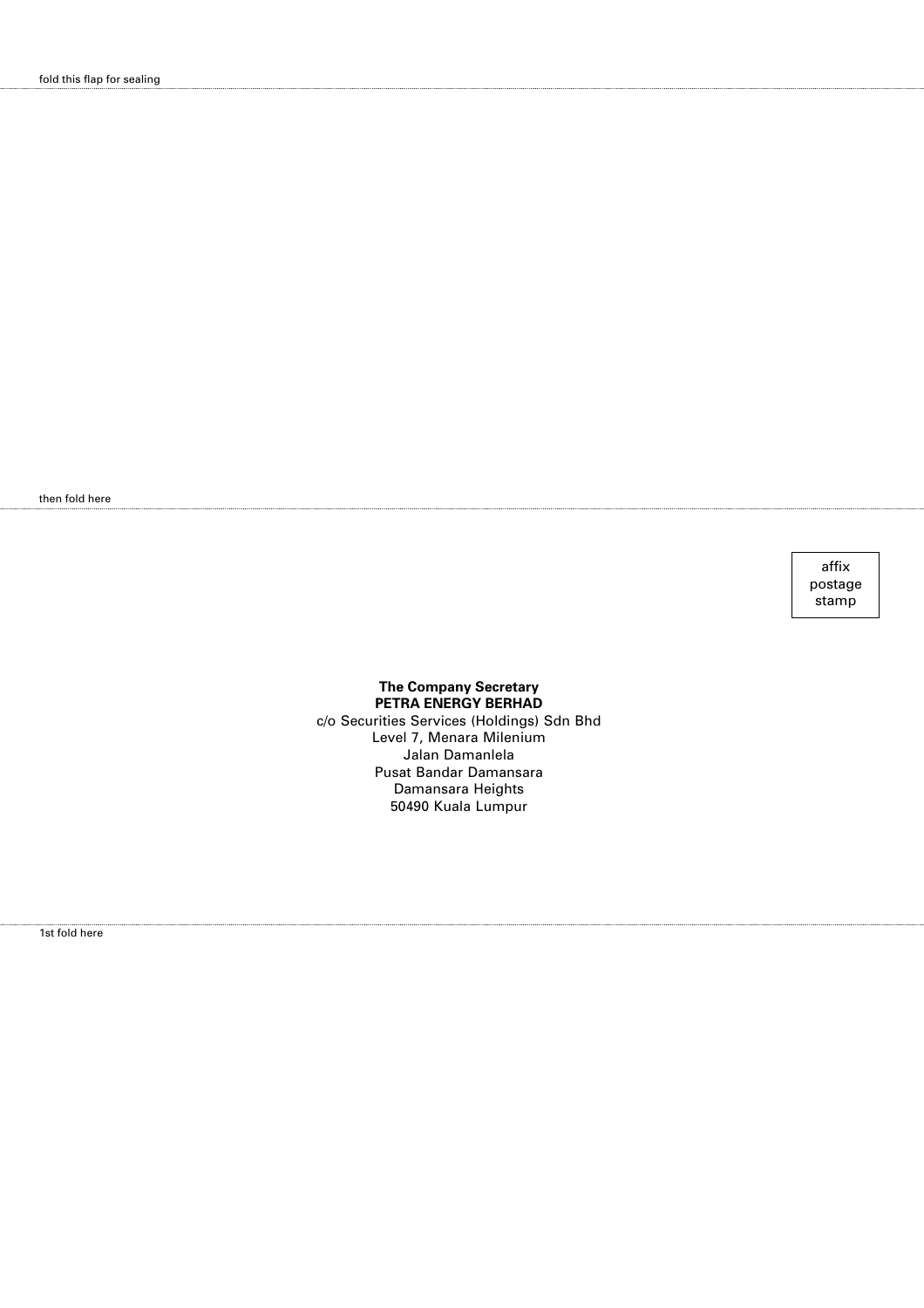fold this flap for sealing

then fold here

affix
postage
stamp

**The Company Secretary**
**PETRA ENERGY BERHAD**
c/o Securities Services (Holdings) Sdn Bhd
Level 7, Menara Milenium
Jalan Damanlela
Pusat Bandar Damansara
Damansara Heights
50490 Kuala Lumpur

1st fold here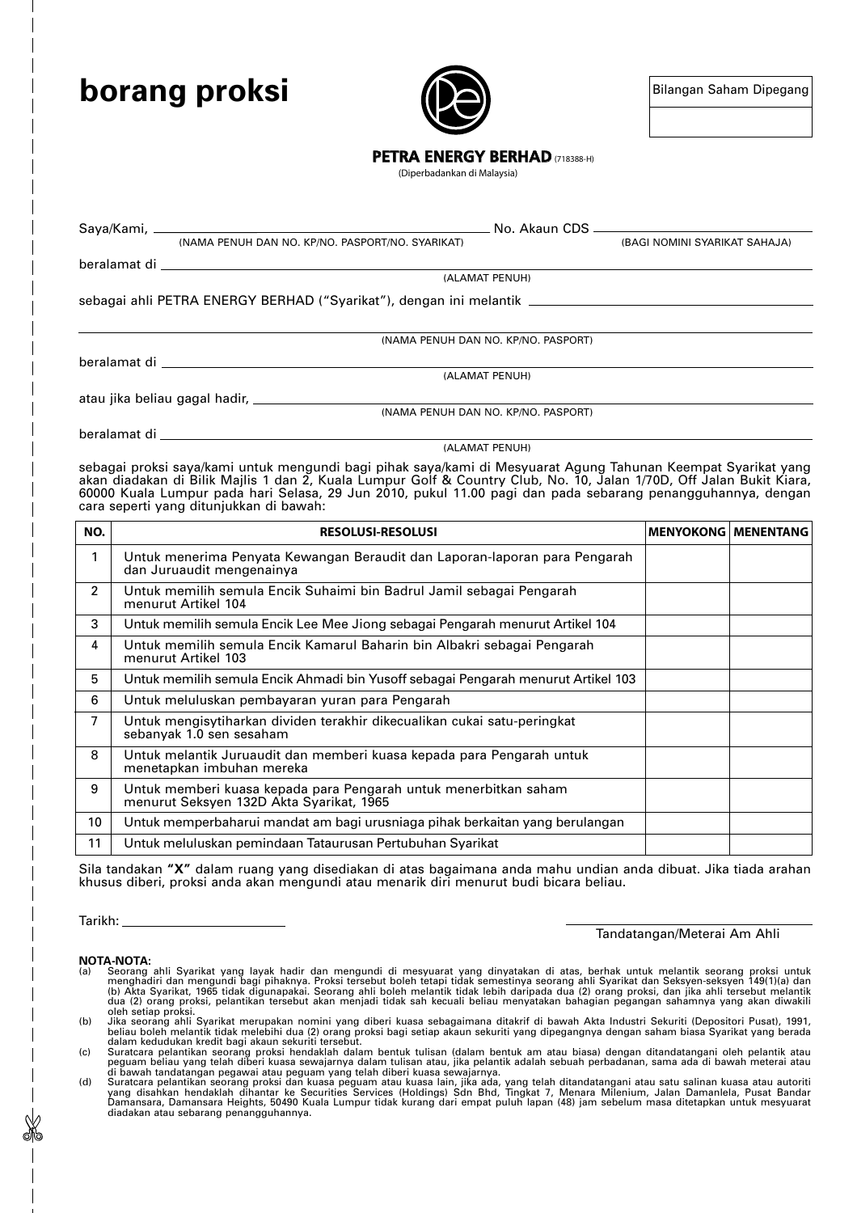# borang proksi

| Bilangan Saham Dipegang |
|---|
| |

**PETRA ENERGY BERHAD** (718388-H)
(Diperbadankan di Malaysia)

Saya/Kami, ______________________________ No. Akaun CDS ______________________________
(NAMA PENUH DAN NO. KP/NO. PASPORT/NO. SYARIKAT) (BAGI NOMINI SYARIKAT SAHAJA)

beralamat di ______________________________
(ALAMAT PENUH)

sebagai ahli PETRA ENERGY BERHAD ("Syarikat"), dengan ini melantik ______________________________

______________________________
(NAMA PENUH DAN NO. KP/NO. PASPORT)

beralamat di ______________________________
(ALAMAT PENUH)

atau jika beliau gagal hadir, ______________________________
(NAMA PENUH DAN NO. KP/NO. PASPORT)

beralamat di ______________________________
(ALAMAT PENUH)

sebagai proksi saya/kami untuk mengundi bagi pihak saya/kami di Mesyuarat Agung Tahunan Keempat Syarikat yang akan diadakan di Bilik Majlis 1 dan 2, Kuala Lumpur Golf & Country Club, No. 10, Jalan 1/70D, Off Jalan Bukit Kiara, 60000 Kuala Lumpur pada hari Selasa, 29 Jun 2010, pukul 11.00 pagi dan pada sebarang penangguhannya, dengan cara seperti yang ditunjukkan di bawah:

| NO. | RESOLUSI-RESOLUSI | MENYOKONG | MENENTANG |
|---|---|---|---|
| 1 | Untuk menerima Penyata Kewangan Beraudit dan Laporan-laporan para Pengarah dan Juruaudit mengenainya | | |
| 2 | Untuk memilih semula Encik Suhaimi bin Badrul Jamil sebagai Pengarah menurut Artikel 104 | | |
| 3 | Untuk memilih semula Encik Lee Mee Jiong sebagai Pengarah menurut Artikel 104 | | |
| 4 | Untuk memilih semula Encik Kamarul Baharin bin Albakri sebagai Pengarah menurut Artikel 103 | | |
| 5 | Untuk memilih semula Encik Ahmadi bin Yusoff sebagai Pengarah menurut Artikel 103 | | |
| 6 | Untuk meluluskan pembayaran yuran para Pengarah | | |
| 7 | Untuk mengisytiharkan dividen terakhir dikecualikan cukai satu-peringkat sebanyak 1.0 sen sesaham | | |
| 8 | Untuk melantik Juruaudit dan memberi kuasa kepada para Pengarah untuk menetapkan imbuhan mereka | | |
| 9 | Untuk memberi kuasa kepada para Pengarah untuk menerbitkan saham menurut Seksyen 132D Akta Syarikat, 1965 | | |
| 10 | Untuk memperbaharui mandat am bagi urusniaga pihak berkaitan yang berulangan | | |
| 11 | Untuk meluluskan pemindaan Tataurusan Pertubuhan Syarikat | | |

Sila tandakan **"X"** dalam ruang yang disediakan di atas bagaimana anda mahu undian anda dibuat. Jika tiada arahan khusus diberi, proksi anda akan mengundi atau menarik diri menurut budi bicara beliau.

Tarikh: ______________________

______________________________
Tandatangan/Meterai Am Ahli

**NOTA-NOTA:**

(a) Seorang ahli Syarikat yang layak hadir dan mengundi di mesyuarat yang dinyatakan di atas, berhak untuk melantik seorang proksi untuk menghadiri dan mengundi bagi pihaknya. Proksi tersebut boleh tetapi tidak semestinya seorang ahli Syarikat dan Seksyen-seksyen 149(1)(a) dan (b) Akta Syarikat, 1965 tidak digunapakai. Seorang ahli boleh melantik tidak lebih daripada dua (2) orang proksi, dan jika ahli tersebut melantik dua (2) orang proksi, pelantikan tersebut akan menjadi tidak sah kecuali beliau menyatakan bahagian pegangan sahamnya yang akan diwakili oleh setiap proksi.

(b) Jika seorang ahli Syarikat merupakan nomini yang diberi kuasa sebagaimana ditakrif di bawah Akta Industri Sekuriti (Depositori Pusat), 1991, beliau boleh melantik tidak melebihi dua (2) orang proksi bagi setiap akaun sekuriti yang dipegangnya dengan saham biasa Syarikat yang berada dalam kedudukan kredit bagi akaun sekuriti tersebut.

(c) Suratcara pelantikan seorang proksi hendaklah dalam bentuk tulisan (dalam bentuk am atau biasa) dengan ditandatangani oleh pelantik atau peguam beliau yang telah diberi kuasa sewajarnya dalam tulisan atau, jika pelantik adalah sebuah perbadanan, sama ada di bawah meterai atau di bawah tandatangan pegawai atau peguam yang telah diberi kuasa sewajarnya.

(d) Suratcara pelantikan seorang proksi dan kuasa peguam atau kuasa lain, jika ada, yang telah ditandatangani atau satu salinan kuasa atau autoriti yang disahkan hendaklah dihantar ke Securities Services (Holdings) Sdn Bhd, Tingkat 7, Menara Milenium, Jalan Damanlela, Pusat Bandar Damansara, Damansara Heights, 50490 Kuala Lumpur tidak kurang dari empat puluh lapan (48) jam sebelum masa ditetapkan untuk mesyuarat diadakan atau sebarang penangguhannya.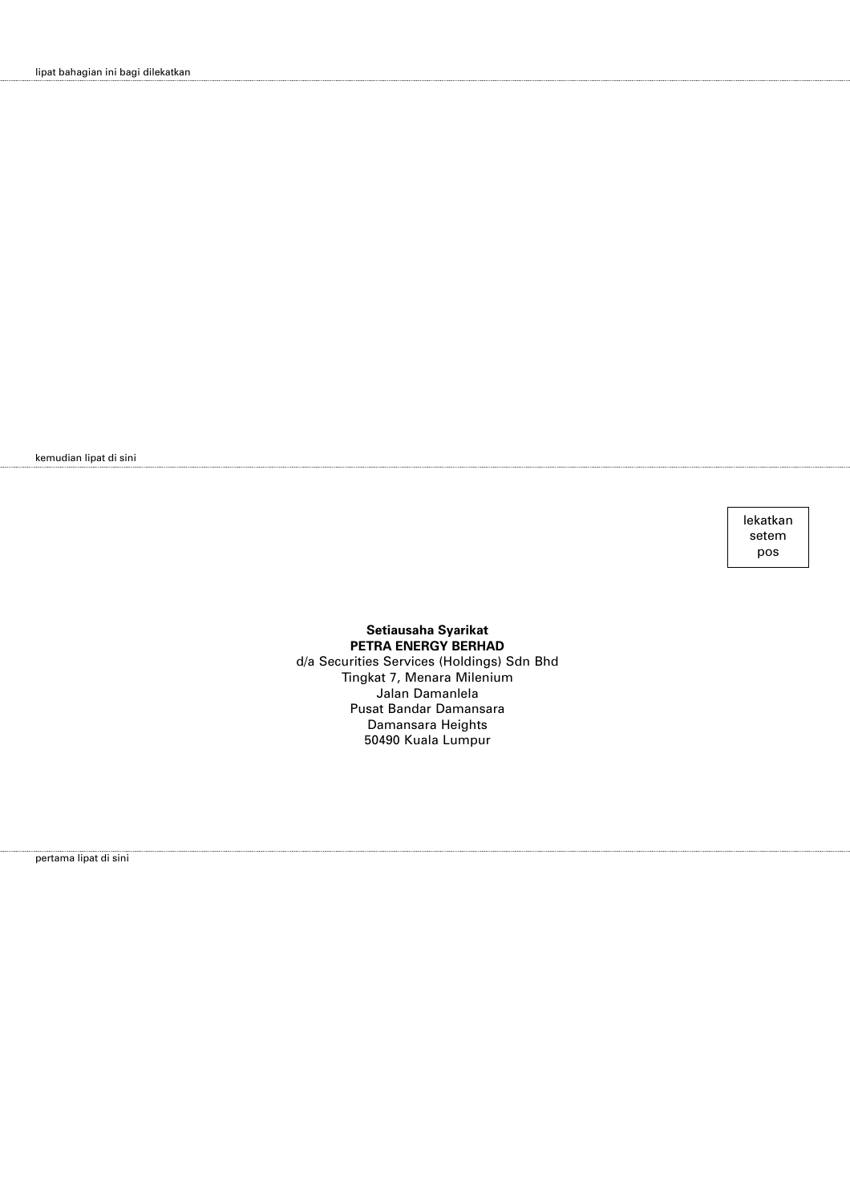lipat bahagian ini bagi dilekatkan

kemudian lipat di sini

lekatkan
setem
pos

**Setiausaha Syarikat**
**PETRA ENERGY BERHAD**
d/a Securities Services (Holdings) Sdn Bhd
Tingkat 7, Menara Milenium
Jalan Damanlela
Pusat Bandar Damansara
Damansara Heights
50490 Kuala Lumpur

pertama lipat di sini